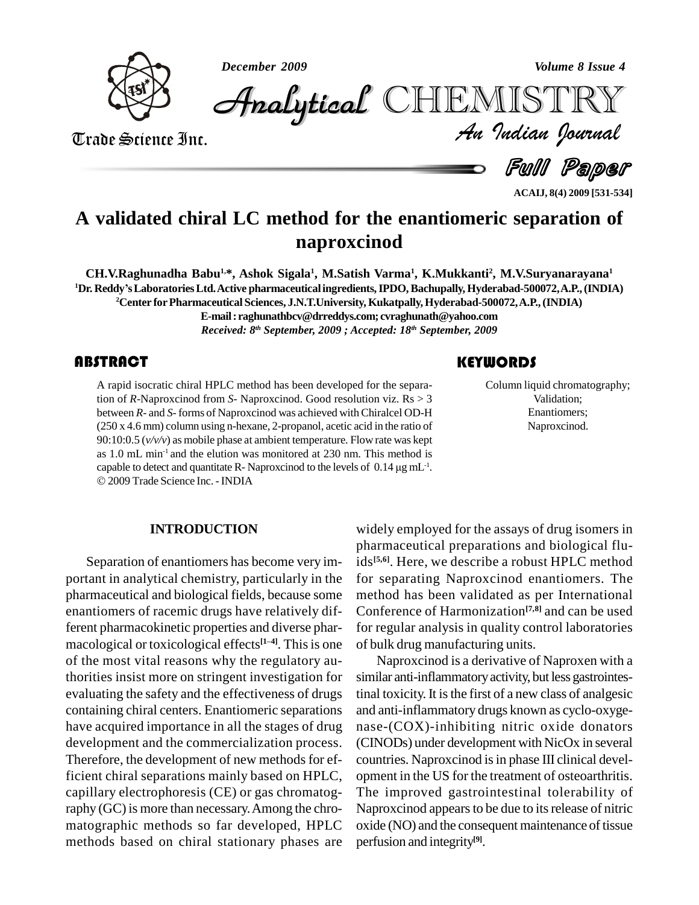# A validated chiral LC method for the enantiomeric separation of naproxcinod

**CH.V.Raghunadha Babu[1,*], Ashok Sigala[1], M.Satish Varma[1], K.Mukkanti[2], M.V.Suryanarayana[1]**

[1]Dr. Reddy's Laboratories Ltd. Active pharmaceutical ingredients, IPDO, Bachupally, Hyderabad-500072, A.P., (INDIA)

[2]Center for Pharmaceutical Sciences, J.N.T.University, Kukatpally, Hyderabad-500072, A.P., (INDIA)

E-mail : raghunathbcv@drreddys.com; cvraghunath@yahoo.com

*Received: 8th September, 2009 ; Accepted: 18th September, 2009*

## ABSTRACT

A rapid isocratic chiral HPLC method has been developed for the separation of *R*-Naproxcinod from *S*- Naproxcinod. Good resolution viz. Rs > 3 between *R*- and *S*- forms of Naproxcinod was achieved with Chiralcel OD-H (250 x 4.6 mm) column using n-hexane, 2-propanol, acetic acid in the ratio of 90:10:0.5 (*v/v/v*) as mobile phase at ambient temperature. Flow rate was kept as 1.0 mL min$^{-1}$ and the elution was monitored at 230 nm. This method is capable to detect and quantitate R- Naproxcinod to the levels of 0.14 µg mL$^{-1}$.

© 2009 Trade Science Inc. - INDIA

## KEYWORDS

Column liquid chromatography;
Validation;
Enantiomers;
Naproxcinod.

## INTRODUCTION

Separation of enantiomers has become very important in analytical chemistry, particularly in the pharmaceutical and biological fields, because some enantiomers of racemic drugs have relatively different pharmacokinetic properties and diverse pharmacological or toxicological effects[1–4]. This is one of the most vital reasons why the regulatory authorities insist more on stringent investigation for evaluating the safety and the effectiveness of drugs containing chiral centers. Enantiomeric separations have acquired importance in all the stages of drug development and the commercialization process. Therefore, the development of new methods for efficient chiral separations mainly based on HPLC, capillary electrophoresis (CE) or gas chromatography (GC) is more than necessary. Among the chromatographic methods so far developed, HPLC methods based on chiral stationary phases are widely employed for the assays of drug isomers in pharmaceutical preparations and biological fluids[5,6]. Here, we describe a robust HPLC method for separating Naproxcinod enantiomers. The method has been validated as per International Conference of Harmonization[7,8] and can be used for regular analysis in quality control laboratories of bulk drug manufacturing units.

Naproxcinod is a derivative of Naproxen with a similar anti-inflammatory activity, but less gastrointestinal toxicity. It is the first of a new class of analgesic and anti-inflammatory drugs known as cyclo-oxygenase-(COX)-inhibiting nitric oxide donators (CINODs) under development with NicOx in several countries. Naproxcinod is in phase III clinical development in the US for the treatment of osteoarthritis. The improved gastrointestinal tolerability of Naproxcinod appears to be due to its release of nitric oxide (NO) and the consequent maintenance of tissue perfusion and integrity[9].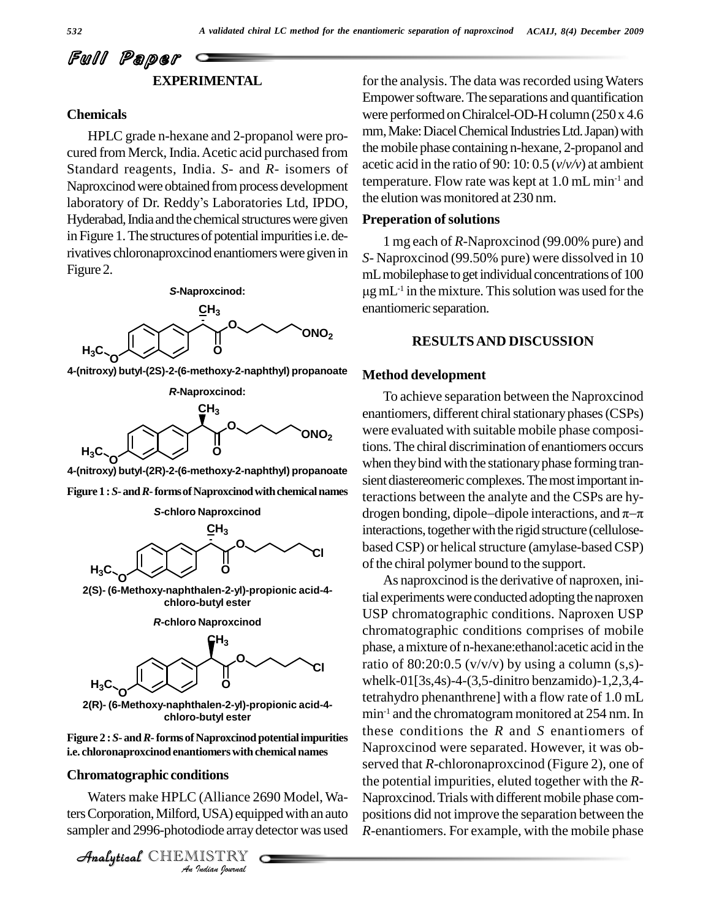## EXPERIMENTAL

### Chemicals

HPLC grade n-hexane and 2-propanol were procured from Merck, India. Acetic acid purchased from Standard reagents, India. *S*- and *R*- isomers of Naproxcinod were obtained from process development laboratory of Dr. Reddy's Laboratories Ltd, IPDO, Hyderabad, India and the chemical structures were given in Figure 1. The structures of potential impurities i.e. derivatives chloronaproxcinod enantiomers were given in Figure 2.

***S*-Naproxcinod:**

4-(nitroxy) butyl-(2S)-2-(6-methoxy-2-naphthyl) propanoate

***R*-Naproxcinod:**

4-(nitroxy) butyl-(2R)-2-(6-methoxy-2-naphthyl) propanoate

**Figure 1 : *S*- and *R*- forms of Naproxcinod with chemical names**

***S*-chloro Naproxcinod**

2(S)- (6-Methoxy-naphthalen-2-yl)-propionic acid-4-chloro-butyl ester

***R*-chloro Naproxcinod**

2(R)- (6-Methoxy-naphthalen-2-yl)-propionic acid-4-chloro-butyl ester

**Figure 2 : *S*- and *R*- forms of Naproxcinod potential impurities i.e. chloronaproxcinod enantiomers with chemical names**

### Chromatographic conditions

Waters make HPLC (Alliance 2690 Model, Waters Corporation, Milford, USA) equipped with an auto sampler and 2996-photodiode array detector was used for the analysis. The data was recorded using Waters Empower software. The separations and quantification were performed on Chiralcel-OD-H column (250 x 4.6 mm, Make: Diacel Chemical Industries Ltd. Japan) with the mobile phase containing n-hexane, 2-propanol and acetic acid in the ratio of 90: 10: 0.5 (*v/v/v*) at ambient temperature. Flow rate was kept at 1.0 mL min$^{-1}$ and the elution was monitored at 230 nm.

### Preperation of solutions

1 mg each of *R*-Naproxcinod (99.00% pure) and *S*- Naproxcinod (99.50% pure) were dissolved in 10 mL mobilephase to get individual concentrations of 100 µg mL$^{-1}$ in the mixture. This solution was used for the enantiomeric separation.

## RESULTS AND DISCUSSION

### Method development

To achieve separation between the Naproxcinod enantiomers, different chiral stationary phases (CSPs) were evaluated with suitable mobile phase compositions. The chiral discrimination of enantiomers occurs when they bind with the stationary phase forming transient diastereomeric complexes. The most important interactions between the analyte and the CSPs are hydrogen bonding, dipole–dipole interactions, and $\pi$–$\pi$ interactions, together with the rigid structure (cellulose-based CSP) or helical structure (amylase-based CSP) of the chiral polymer bound to the support.

As naproxcinod is the derivative of naproxen, initial experiments were conducted adopting the naproxen USP chromatographic conditions. Naproxen USP chromatographic conditions comprises of mobile phase, a mixture of n-hexane:ethanol:acetic acid in the ratio of 80:20:0.5 (v/v/v) by using a column (s,s)-whelk-01[3s,4s)-4-(3,5-dinitro benzamido)-1,2,3,4-tetrahydro phenanthrene] with a flow rate of 1.0 mL min$^{-1}$ and the chromatogram monitored at 254 nm. In these conditions the *R* and *S* enantiomers of Naproxcinod were separated. However, it was observed that *R*-chloronaproxcinod (Figure 2), one of the potential impurities, eluted together with the *R*-Naproxcinod. Trials with different mobile phase compositions did not improve the separation between the *R*-enantiomers. For example, with the mobile phase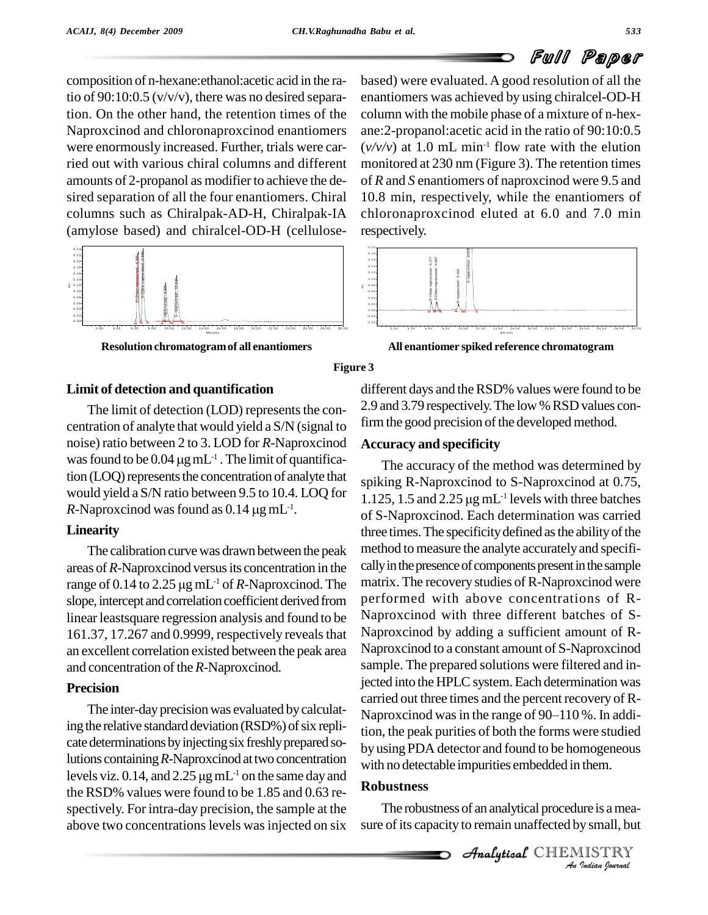composition of n-hexane:ethanol:acetic acid in the ratio of 90:10:0.5 (v/v/v), there was no desired separation. On the other hand, the retention times of the Naproxcinod and chloronaproxcinod enantiomers were enormously increased. Further, trials were carried out with various chiral columns and different amounts of 2-propanol as modifier to achieve the desired separation of all the four enantiomers. Chiral columns such as Chiralpak-AD-H, Chiralpak-IA (amylose based) and chiralcel-OD-H (cellulose-based) were evaluated. A good resolution of all the enantiomers was achieved by using chiralcel-OD-H column with the mobile phase of a mixture of n-hexane:2-propanol:acetic acid in the ratio of 90:10:0.5 (*v/v/v*) at 1.0 mL min$^{-1}$ flow rate with the elution monitored at 230 nm (Figure 3). The retention times of *R* and *S* enantiomers of naproxcinod were 9.5 and 10.8 min, respectively, while the enantiomers of chloronaproxcinod eluted at 6.0 and 7.0 min respectively.

**Resolution chromatogram of all enantiomers**

**All enantiomer spiked reference chromatogram**

**Figure 3**

## Limit of detection and quantification

The limit of detection (LOD) represents the concentration of analyte that would yield a S/N (signal to noise) ratio between 2 to 3. LOD for *R*-Naproxcinod was found to be 0.04 μg mL$^{-1}$ . The limit of quantification (LOQ) represents the concentration of analyte that would yield a S/N ratio between 9.5 to 10.4. LOQ for *R*-Naproxcinod was found as 0.14 μg mL$^{-1}$.

## Linearity

The calibration curve was drawn between the peak areas of *R*-Naproxcinod versus its concentration in the range of 0.14 to 2.25 μg mL$^{-1}$ of *R*-Naproxcinod. The slope, intercept and correlation coefficient derived from linear leastsquare regression analysis and found to be 161.37, 17.267 and 0.9999, respectively reveals that an excellent correlation existed between the peak area and concentration of the *R*-Naproxcinod.

## Precision

The inter-day precision was evaluated by calculating the relative standard deviation (RSD%) of six replicate determinations by injecting six freshly prepared solutions containing *R*-Naproxcinod at two concentration levels viz. 0.14, and 2.25 μg mL$^{-1}$ on the same day and the RSD% values were found to be 1.85 and 0.63 respectively. For intra-day precision, the sample at the above two concentrations levels was injected on six different days and the RSD% values were found to be 2.9 and 3.79 respectively. The low % RSD values confirm the good precision of the developed method.

## Accuracy and specificity

The accuracy of the method was determined by spiking R-Naproxcinod to S-Naproxcinod at 0.75, 1.125, 1.5 and 2.25 μg mL$^{-1}$ levels with three batches of S-Naproxcinod. Each determination was carried three times. The specificity defined as the ability of the method to measure the analyte accurately and specifically in the presence of components present in the sample matrix. The recovery studies of R-Naproxcinod were performed with above concentrations of R-Naproxcinod with three different batches of S-Naproxcinod by adding a sufficient amount of R-Naproxcinod to a constant amount of S-Naproxcinod sample. The prepared solutions were filtered and injected into the HPLC system. Each determination was carried out three times and the percent recovery of R-Naproxcinod was in the range of 90–110 %. In addition, the peak purities of both the forms were studied by using PDA detector and found to be homogeneous with no detectable impurities embedded in them.

## Robustness

The robustness of an analytical procedure is a measure of its capacity to remain unaffected by small, but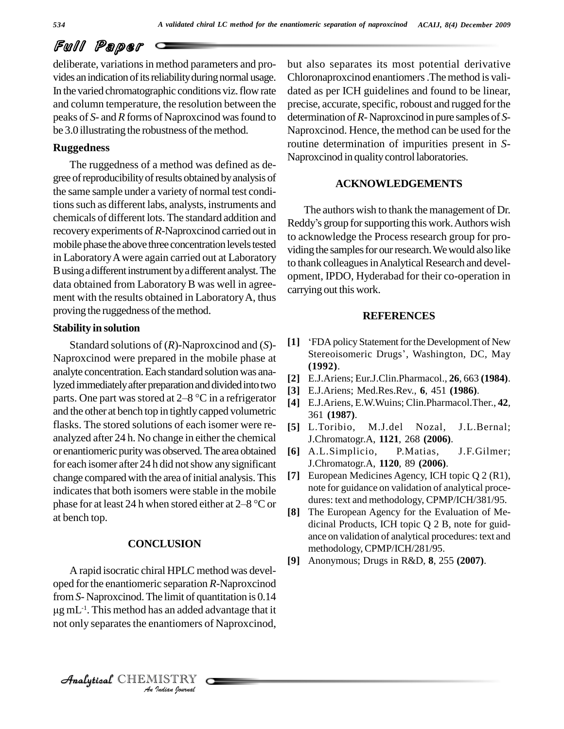deliberate, variations in method parameters and provides an indication of its reliability during normal usage. In the varied chromatographic conditions viz. flow rate and column temperature, the resolution between the peaks of *S*- and *R* forms of Naproxcinod was found to be 3.0 illustrating the robustness of the method.

### Ruggedness

The ruggedness of a method was defined as degree of reproducibility of results obtained by analysis of the same sample under a variety of normal test conditions such as different labs, analysts, instruments and chemicals of different lots. The standard addition and recovery experiments of *R*-Naproxcinod carried out in mobile phase the above three concentration levels tested in Laboratory A were again carried out at Laboratory B using a different instrument by a different analyst. The data obtained from Laboratory B was well in agreement with the results obtained in Laboratory A, thus proving the ruggedness of the method.

### Stability in solution

Standard solutions of (*R*)-Naproxcinod and (*S*)-Naproxcinod were prepared in the mobile phase at analyte concentration. Each standard solution was analyzed immediately after preparation and divided into two parts. One part was stored at 2–8 °C in a refrigerator and the other at bench top in tightly capped volumetric flasks. The stored solutions of each isomer were reanalyzed after 24 h. No change in either the chemical or enantiomeric purity was observed. The area obtained for each isomer after 24 h did not show any significant change compared with the area of initial analysis. This indicates that both isomers were stable in the mobile phase for at least 24 h when stored either at 2–8 °C or at bench top.

## CONCLUSION

A rapid isocratic chiral HPLC method was developed for the enantiomeric separation *R*-Naproxcinod from *S*- Naproxcinod. The limit of quantitation is 0.14 μg $mL^{-1}$. This method has an added advantage that it not only separates the enantiomers of Naproxcinod, but also separates its most potential derivative Chloronaproxcinod enantiomers .The method is validated as per ICH guidelines and found to be linear, precise, accurate, specific, roboust and rugged for the determination of *R*- Naproxcinod in pure samples of *S*-Naproxcinod. Hence, the method can be used for the routine determination of impurities present in *S*-Naproxcinod in quality control laboratories.

## ACKNOWLEDGEMENTS

The authors wish to thank the management of Dr. Reddy's group for supporting this work. Authors wish to acknowledge the Process research group for providing the samples for our research. We would also like to thank colleagues in Analytical Research and development, IPDO, Hyderabad for their co-operation in carrying out this work.

## REFERENCES

[1] 'FDA policy Statement for the Development of New Stereoisomeric Drugs', Washington, DC, May **(1992)**.

[2] E.J.Ariens; Eur.J.Clin.Pharmacol., **26**, 663 **(1984)**.

[3] E.J.Ariens; Med.Res.Rev., **6**, 451 **(1986)**.

[4] E.J.Ariens, E.W.Wuins; Clin.Pharmacol.Ther., **42**, 361 **(1987)**.

[5] L.Toribio, M.J.del Nozal, J.L.Bernal; J.Chromatogr.A, **1121**, 268 **(2006)**.

[6] A.L.Simplicio, P.Matias, J.F.Gilmer; J.Chromatogr.A, **1120**, 89 **(2006)**.

[7] European Medicines Agency, ICH topic Q 2 (R1), note for guidance on validation of analytical procedures: text and methodology, CPMP/ICH/381/95.

[8] The European Agency for the Evaluation of Medicinal Products, ICH topic Q 2 B, note for guidance on validation of analytical procedures: text and methodology, CPMP/ICH/281/95.

[9] Anonymous; Drugs in R&D, **8**, 255 **(2007)**.